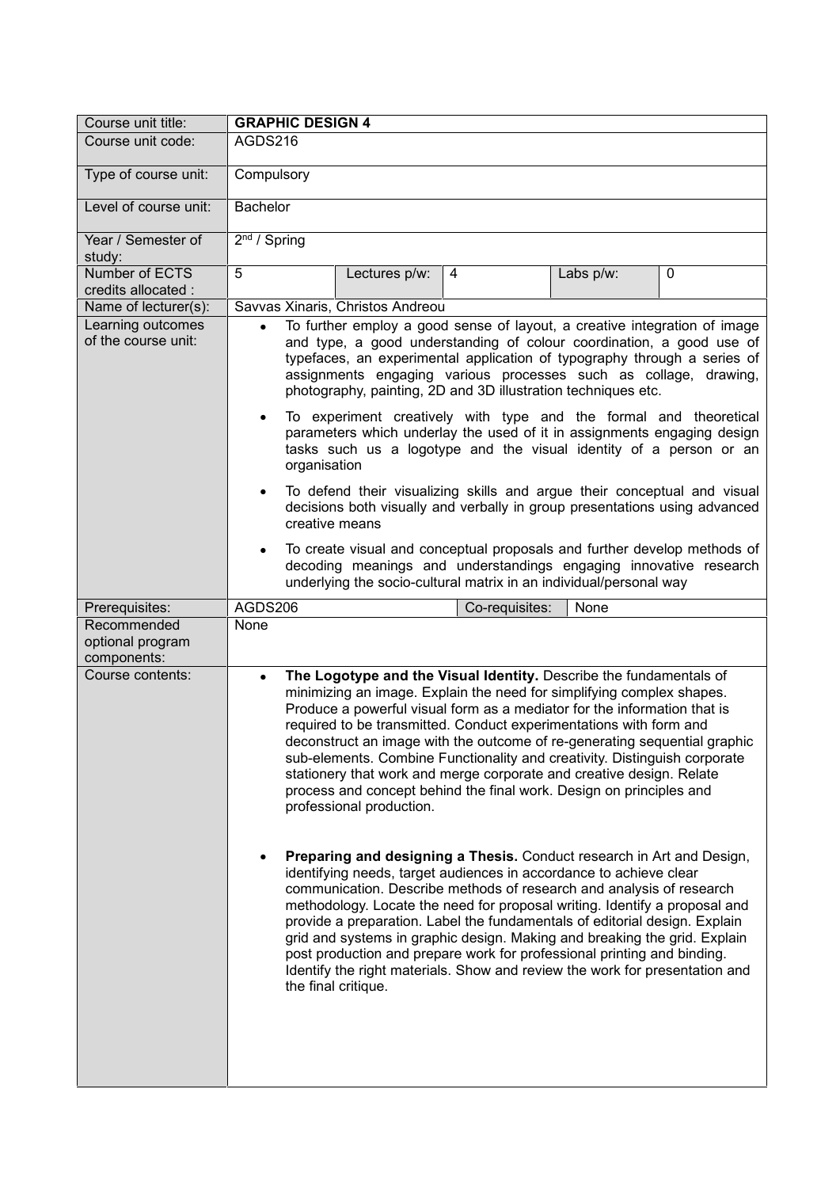| Course unit title: | **GRAPHIC DESIGN 4** | | | | |
|---|---|---|---|---|---|
| Course unit code: | AGDS216 | | | | |
| Type of course unit: | Compulsory | | | | |
| Level of course unit: | Bachelor | | | | |
| Year / Semester of study: | 2nd / Spring | | | | |
| Number of ECTS credits allocated : | 5 | Lectures p/w: | 4 | Labs p/w: | 0 |
| Name of lecturer(s): | Savvas Xinaris, Christos Andreou | | | | |
| Learning outcomes of the course unit: | • To further employ a good sense of layout, a creative integration of image and type, a good understanding of colour coordination, a good use of typefaces, an experimental application of typography through a series of assignments engaging various processes such as collage, drawing, photography, painting, 2D and 3D illustration techniques etc.<br>• To experiment creatively with type and the formal and theoretical parameters which underlay the used of it in assignments engaging design tasks such us a logotype and the visual identity of a person or an organisation<br>• To defend their visualizing skills and argue their conceptual and visual decisions both visually and verbally in group presentations using advanced creative means<br>• To create visual and conceptual proposals and further develop methods of decoding meanings and understandings engaging innovative research underlying the socio-cultural matrix in an individual/personal way | | | | |
| Prerequisites: | AGDS206 | | Co-requisites: | None | |
| Recommended optional program components: | None | | | | |
| Course contents: | • **The Logotype and the Visual Identity.** Describe the fundamentals of minimizing an image. Explain the need for simplifying complex shapes. Produce a powerful visual form as a mediator for the information that is required to be transmitted. Conduct experimentations with form and deconstruct an image with the outcome of re-generating sequential graphic sub-elements. Combine Functionality and creativity. Distinguish corporate stationery that work and merge corporate and creative design. Relate process and concept behind the final work. Design on principles and professional production.<br>• **Preparing and designing a Thesis.** Conduct research in Art and Design, identifying needs, target audiences in accordance to achieve clear communication. Describe methods of research and analysis of research methodology. Locate the need for proposal writing. Identify a proposal and provide a preparation. Label the fundamentals of editorial design. Explain grid and systems in graphic design. Making and breaking the grid. Explain post production and prepare work for professional printing and binding. Identify the right materials. Show and review the work for presentation and the final critique. | | | | |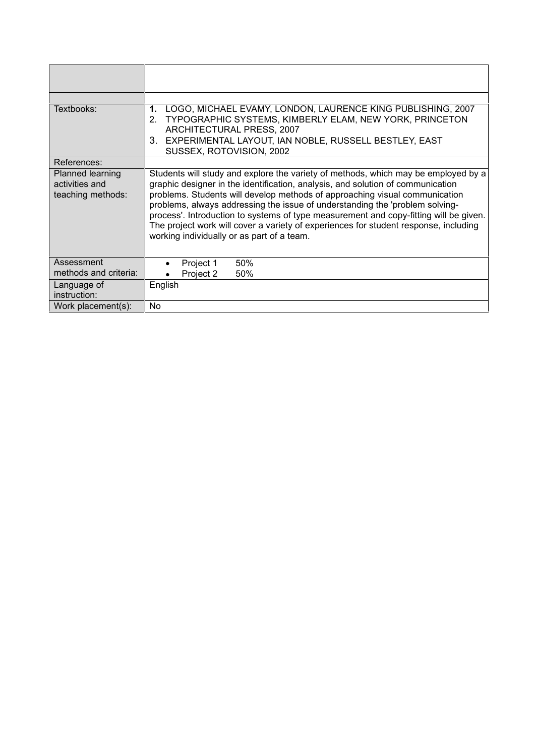| | |
|---|---|
| | |
| | |
| Textbooks: | **1.** LOGO, MICHAEL EVAMY, LONDON, LAURENCE KING PUBLISHING, 2007<br>2. TYPOGRAPHIC SYSTEMS, KIMBERLY ELAM, NEW YORK, PRINCETON ARCHITECTURAL PRESS, 2007<br>3. EXPERIMENTAL LAYOUT, IAN NOBLE, RUSSELL BESTLEY, EAST SUSSEX, ROTOVISION, 2002 |
| References: | |
| Planned learning activities and teaching methods: | Students will study and explore the variety of methods, which may be employed by a graphic designer in the identification, analysis, and solution of communication problems. Students will develop methods of approaching visual communication problems, always addressing the issue of understanding the 'problem solving-process'. Introduction to systems of type measurement and copy-fitting will be given. The project work will cover a variety of experiences for student response, including working individually or as part of a team. |
| Assessment methods and criteria: | • Project 1 50%<br>• Project 2 50% |
| Language of instruction: | English |
| Work placement(s): | No |